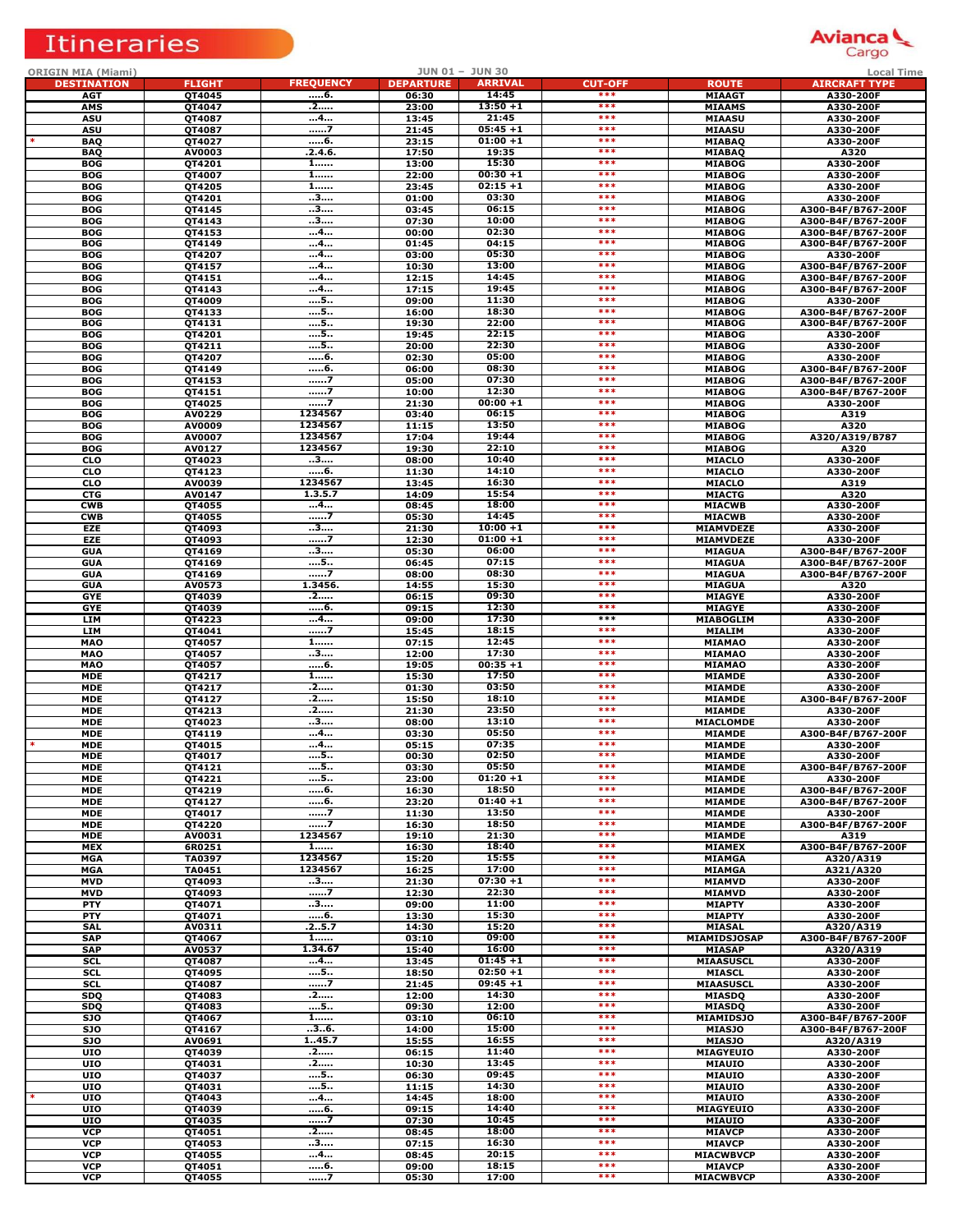# Itineraries

Avianca Cargo

ORIGIN MIA (Miami) JUN 01 – JUN 30 Local Time

| | DESTINATION | FLIGHT | FREQUENCY | DEPARTURE | ARRIVAL | CUT-OFF | ROUTE | AIRCRAFT TYPE |
|---|---|---|---|---|---|---|---|---|
| | AGT | QT4045 | .....6. | 06:30 | 14:45 | *** | MIAAGT | A330-200F |
| | AMS | QT4047 | .2..... | 23:00 | 13:50 +1 | *** | MIAAMS | A330-200F |
| | ASU | QT4087 | ...4... | 13:45 | 21:45 | *** | MIAASU | A330-200F |
| | ASU | QT4087 | ......7 | 21:45 | 05:45 +1 | *** | MIAASU | A330-200F |
| * | BAQ | QT4027 | .....6. | 23:15 | 01:00 +1 | *** | MIABAQ | A330-200F |
| | BAQ | AV0003 | .2.4.6. | 17:50 | 19:35 | *** | MIABAQ | A320 |
| | BOG | QT4201 | 1...... | 13:00 | 15:30 | *** | MIABOG | A330-200F |
| | BOG | QT4007 | 1...... | 22:00 | 00:30 +1 | *** | MIABOG | A330-200F |
| | BOG | QT4205 | 1...... | 23:45 | 02:15 +1 | *** | MIABOG | A330-200F |
| | BOG | QT4201 | ..3.... | 01:00 | 03:30 | *** | MIABOG | A330-200F |
| | BOG | QT4145 | ..3.... | 03:45 | 06:15 | *** | MIABOG | A300-B4F/B767-200F |
| | BOG | QT4143 | ..3.... | 07:30 | 10:00 | *** | MIABOG | A300-B4F/B767-200F |
| | BOG | QT4153 | ...4... | 00:00 | 02:30 | *** | MIABOG | A300-B4F/B767-200F |
| | BOG | QT4149 | ...4... | 01:45 | 04:15 | *** | MIABOG | A300-B4F/B767-200F |
| | BOG | QT4207 | ...4... | 03:00 | 05:30 | *** | MIABOG | A330-200F |
| | BOG | QT4157 | ...4... | 10:30 | 13:00 | *** | MIABOG | A300-B4F/B767-200F |
| | BOG | QT4151 | ...4... | 12:15 | 14:45 | *** | MIABOG | A300-B4F/B767-200F |
| | BOG | QT4143 | ...4... | 17:15 | 19:45 | *** | MIABOG | A300-B4F/B767-200F |
| | BOG | QT4009 | ....5.. | 09:00 | 11:30 | *** | MIABOG | A330-200F |
| | BOG | QT4133 | ....5.. | 16:00 | 18:30 | *** | MIABOG | A300-B4F/B767-200F |
| | BOG | QT4131 | ....5.. | 19:30 | 22:00 | *** | MIABOG | A300-B4F/B767-200F |
| | BOG | QT4201 | ....5.. | 19:45 | 22:15 | *** | MIABOG | A330-200F |
| | BOG | QT4211 | ....5.. | 20:00 | 22:30 | *** | MIABOG | A330-200F |
| | BOG | QT4207 | .....6. | 02:30 | 05:00 | *** | MIABOG | A330-200F |
| | BOG | QT4149 | .....6. | 06:00 | 08:30 | *** | MIABOG | A300-B4F/B767-200F |
| | BOG | QT4153 | ......7 | 05:00 | 07:30 | *** | MIABOG | A300-B4F/B767-200F |
| | BOG | QT4151 | ......7 | 10:00 | 12:30 | *** | MIABOG | A300-B4F/B767-200F |
| | BOG | QT4025 | ......7 | 21:30 | 00:00 +1 | *** | MIABOG | A330-200F |
| | BOG | AV0229 | 1234567 | 03:40 | 06:15 | *** | MIABOG | A319 |
| | BOG | AV0009 | 1234567 | 11:15 | 13:50 | *** | MIABOG | A320 |
| | BOG | AV0007 | 1234567 | 17:04 | 19:44 | *** | MIABOG | A320/A319/B787 |
| | BOG | AV0127 | 1234567 | 19:30 | 22:10 | *** | MIABOG | A320 |
| | CLO | QT4023 | ..3.... | 08:00 | 10:40 | *** | MIACLO | A330-200F |
| | CLO | QT4123 | .....6. | 11:30 | 14:10 | *** | MIACLO | A330-200F |
| | CLO | AV0039 | 1234567 | 13:45 | 16:30 | *** | MIACLO | A319 |
| | CTG | AV0147 | 1.3.5.7 | 14:09 | 15:54 | *** | MIACTG | A320 |
| | CWB | QT4055 | ...4... | 08:45 | 18:00 | *** | MIACWB | A330-200F |
| | CWB | QT4055 | ......7 | 05:30 | 14:45 | *** | MIACWB | A330-200F |
| | EZE | QT4093 | ..3.... | 21:30 | 10:00 +1 | *** | MIAMVDEZE | A330-200F |
| | EZE | QT4093 | ......7 | 12:30 | 01:00 +1 | *** | MIAMVDEZE | A330-200F |
| | GUA | QT4169 | ..3.... | 05:30 | 06:00 | *** | MIAGUA | A300-B4F/B767-200F |
| | GUA | QT4169 | ....5.. | 06:45 | 07:15 | *** | MIAGUA | A300-B4F/B767-200F |
| | GUA | QT4169 | ......7 | 08:00 | 08:30 | *** | MIAGUA | A300-B4F/B767-200F |
| | GUA | AV0573 | 1.3456. | 14:55 | 15:30 | *** | MIAGUA | A320 |
| | GYE | QT4039 | .2..... | 06:15 | 09:30 | *** | MIAGYE | A330-200F |
| | GYE | QT4039 | .....6. | 09:15 | 12:30 | *** | MIAGYE | A330-200F |
| | LIM | QT4223 | ...4... | 09:00 | 17:30 | *** | MIABOGLIM | A330-200F |
| | LIM | QT4041 | ......7 | 15:45 | 18:15 | *** | MIALIM | A330-200F |
| | MAO | QT4057 | 1...... | 07:15 | 12:45 | *** | MIAMAO | A330-200F |
| | MAO | QT4057 | ..3.... | 12:00 | 17:30 | *** | MIAMAO | A330-200F |
| | MAO | QT4057 | .....6. | 19:05 | 00:35 +1 | *** | MIAMAO | A330-200F |
| | MDE | QT4217 | 1...... | 15:30 | 17:50 | *** | MIAMDE | A330-200F |
| | MDE | QT4217 | .2..... | 01:30 | 03:50 | *** | MIAMDE | A330-200F |
| | MDE | QT4127 | .2..... | 15:50 | 18:10 | *** | MIAMDE | A300-B4F/B767-200F |
| | MDE | QT4213 | .2..... | 21:30 | 23:50 | *** | MIAMDE | A330-200F |
| | MDE | QT4023 | ..3.... | 08:00 | 13:10 | *** | MIACLOMDE | A330-200F |
| | MDE | QT4119 | ...4... | 03:30 | 05:50 | *** | MIAMDE | A300-B4F/B767-200F |
| * | MDE | QT4015 | ...4... | 05:15 | 07:35 | *** | MIAMDE | A330-200F |
| | MDE | QT4017 | ....5.. | 00:30 | 02:50 | *** | MIAMDE | A330-200F |
| | MDE | QT4121 | ....5.. | 03:30 | 05:50 | *** | MIAMDE | A300-B4F/B767-200F |
| | MDE | QT4221 | ....5.. | 23:00 | 01:20 +1 | *** | MIAMDE | A330-200F |
| | MDE | QT4219 | .....6. | 16:30 | 18:50 | *** | MIAMDE | A300-B4F/B767-200F |
| | MDE | QT4127 | .....6. | 23:20 | 01:40 +1 | *** | MIAMDE | A300-B4F/B767-200F |
| | MDE | QT4017 | ......7 | 11:30 | 13:50 | *** | MIAMDE | A330-200F |
| | MDE | QT4220 | ......7 | 16:30 | 18:50 | *** | MIAMDE | A300-B4F/B767-200F |
| | MDE | AV0031 | 1234567 | 19:10 | 21:30 | *** | MIAMDE | A319 |
| | MEX | 6R0251 | 1...... | 16:30 | 18:40 | *** | MIAMEX | A300-B4F/B767-200F |
| | MGA | TA0397 | 1234567 | 15:20 | 15:55 | *** | MIAMGA | A320/A319 |
| | MGA | TA0451 | 1234567 | 16:25 | 17:00 | *** | MIAMGA | A321/A320 |
| | MVD | QT4093 | ..3.... | 21:30 | 07:30 +1 | *** | MIAMVD | A330-200F |
| | MVD | QT4093 | ......7 | 12:30 | 22:30 | *** | MIAMVD | A330-200F |
| | PTY | QT4071 | ..3.... | 09:00 | 11:00 | *** | MIAPTY | A330-200F |
| | PTY | QT4071 | .....6. | 13:30 | 15:30 | *** | MIAPTY | A330-200F |
| | SAL | AV0311 | .2..5.7 | 14:30 | 15:20 | *** | MIASAL | A320/A319 |
| | SAP | QT4067 | 1...... | 03:10 | 09:00 | *** | MIAMIDSJOSAP | A300-B4F/B767-200F |
| | SAP | AV0537 | 1.34.67 | 15:40 | 16:00 | *** | MIASAP | A320/A319 |
| | SCL | QT4087 | ...4... | 13:45 | 01:45 +1 | *** | MIAASUSCL | A330-200F |
| | SCL | QT4095 | ....5.. | 18:50 | 02:50 +1 | *** | MIASCL | A330-200F |
| | SCL | QT4087 | ......7 | 21:45 | 09:45 +1 | *** | MIAASUSCL | A330-200F |
| | SDQ | QT4083 | .2..... | 12:00 | 14:30 | *** | MIASDQ | A330-200F |
| | SDQ | QT4083 | ....5.. | 09:30 | 12:00 | *** | MIASDQ | A330-200F |
| | SJO | QT4067 | 1...... | 03:10 | 06:10 | *** | MIAMIDSJO | A300-B4F/B767-200F |
| | SJO | QT4167 | ..3..6. | 14:00 | 15:00 | *** | MIASJO | A300-B4F/B767-200F |
| | SJO | AV0691 | 1..45.7 | 15:55 | 16:55 | *** | MIASJO | A320/A319 |
| | UIO | QT4039 | .2..... | 06:15 | 11:40 | *** | MIAGYEUIO | A330-200F |
| | UIO | QT4031 | .2..... | 10:30 | 13:45 | *** | MIAUIO | A330-200F |
| | UIO | QT4037 | ....5.. | 06:30 | 09:45 | *** | MIAUIO | A330-200F |
| | UIO | QT4031 | ....5.. | 11:15 | 14:30 | *** | MIAUIO | A330-200F |
| * | UIO | QT4043 | ...4... | 14:45 | 18:00 | *** | MIAUIO | A330-200F |
| | UIO | QT4039 | .....6. | 09:15 | 14:40 | *** | MIAGYEUIO | A330-200F |
| | UIO | QT4035 | ......7 | 07:30 | 10:45 | *** | MIAUIO | A330-200F |
| | VCP | QT4051 | .2..... | 08:45 | 18:00 | *** | MIAVCP | A330-200F |
| | VCP | QT4053 | ..3.... | 07:15 | 16:30 | *** | MIAVCP | A330-200F |
| | VCP | QT4055 | ...4... | 08:45 | 20:15 | *** | MIACWBVCP | A330-200F |
| | VCP | QT4051 | .....6. | 09:00 | 18:15 | *** | MIAVCP | A330-200F |
| | VCP | QT4055 | ......7 | 05:30 | 17:00 | *** | MIACWBVCP | A330-200F |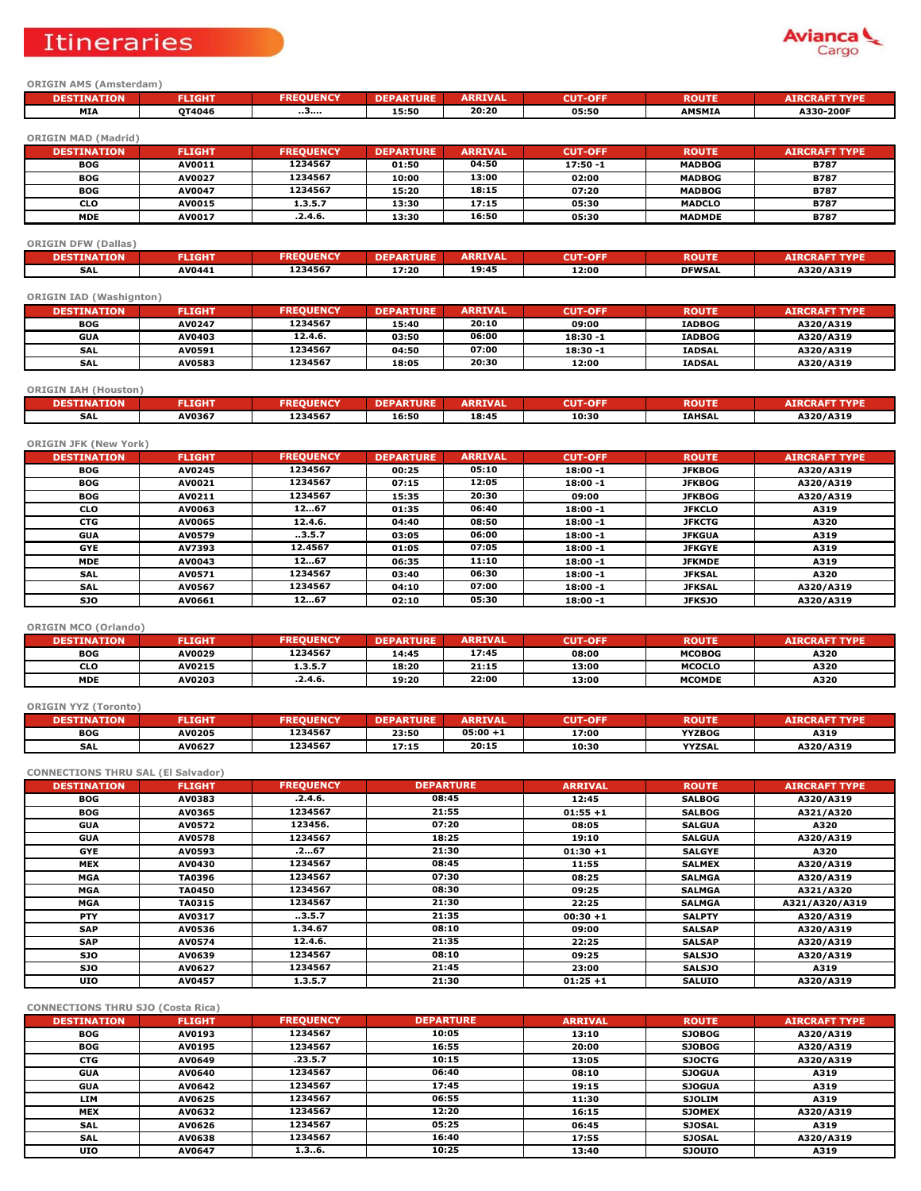# Itineraries

Avianca Cargo

ORIGIN AMS (Amsterdam)

| DESTINATION | FLIGHT | FREQUENCY | DEPARTURE | ARRIVAL | CUT-OFF | ROUTE | AIRCRAFT TYPE |
|---|---|---|---|---|---|---|---|
| MIA | QT4046 | ..3.... | 15:50 | 20:20 | 05:50 | AMSMIA | A330-200F |

ORIGIN MAD (Madrid)

| DESTINATION | FLIGHT | FREQUENCY | DEPARTURE | ARRIVAL | CUT-OFF | ROUTE | AIRCRAFT TYPE |
|---|---|---|---|---|---|---|---|
| BOG | AV0011 | 1234567 | 01:50 | 04:50 | 17:50 -1 | MADBOG | B787 |
| BOG | AV0027 | 1234567 | 10:00 | 13:00 | 02:00 | MADBOG | B787 |
| BOG | AV0047 | 1234567 | 15:20 | 18:15 | 07:20 | MADBOG | B787 |
| CLO | AV0015 | 1.3.5.7 | 13:30 | 17:15 | 05:30 | MADCLO | B787 |
| MDE | AV0017 | .2.4.6. | 13:30 | 16:50 | 05:30 | MADMDE | B787 |

ORIGIN DFW (Dallas)

| DESTINATION | FLIGHT | FREQUENCY | DEPARTURE | ARRIVAL | CUT-OFF | ROUTE | AIRCRAFT TYPE |
|---|---|---|---|---|---|---|---|
| SAL | AV0441 | 1234567 | 17:20 | 19:45 | 12:00 | DFWSAL | A320/A319 |

ORIGIN IAD (Washington)

| DESTINATION | FLIGHT | FREQUENCY | DEPARTURE | ARRIVAL | CUT-OFF | ROUTE | AIRCRAFT TYPE |
|---|---|---|---|---|---|---|---|
| BOG | AV0247 | 1234567 | 15:40 | 20:10 | 09:00 | IADBOG | A320/A319 |
| GUA | AV0403 | 12.4.6. | 03:50 | 06:00 | 18:30 -1 | IADBOG | A320/A319 |
| SAL | AV0591 | 1234567 | 04:50 | 07:00 | 18:30 -1 | IADSAL | A320/A319 |
| SAL | AV0583 | 1234567 | 18:05 | 20:30 | 12:00 | IADSAL | A320/A319 |

ORIGIN IAH (Houston)

| DESTINATION | FLIGHT | FREQUENCY | DEPARTURE | ARRIVAL | CUT-OFF | ROUTE | AIRCRAFT TYPE |
|---|---|---|---|---|---|---|---|
| SAL | AV0367 | 1234567 | 16:50 | 18:45 | 10:30 | IAHSAL | A320/A319 |

ORIGIN JFK (New York)

| DESTINATION | FLIGHT | FREQUENCY | DEPARTURE | ARRIVAL | CUT-OFF | ROUTE | AIRCRAFT TYPE |
|---|---|---|---|---|---|---|---|
| BOG | AV0245 | 1234567 | 00:25 | 05:10 | 18:00 -1 | JFKBOG | A320/A319 |
| BOG | AV0021 | 1234567 | 07:15 | 12:05 | 18:00 -1 | JFKBOG | A320/A319 |
| BOG | AV0211 | 1234567 | 15:35 | 20:30 | 09:00 | JFKBOG | A320/A319 |
| CLO | AV0063 | 12...67 | 01:35 | 06:40 | 18:00 -1 | JFKCLO | A319 |
| CTG | AV0065 | 12.4.6. | 04:40 | 08:50 | 18:00 -1 | JFKCTG | A320 |
| GUA | AV0579 | ..3.5.7 | 03:05 | 06:00 | 18:00 -1 | JFKGUA | A319 |
| GYE | AV7393 | 12.4567 | 01:05 | 07:05 | 18:00 -1 | JFKGYE | A319 |
| MDE | AV0043 | 12...67 | 06:35 | 11:10 | 18:00 -1 | JFKMDE | A319 |
| SAL | AV0571 | 1234567 | 03:40 | 06:30 | 18:00 -1 | JFKSAL | A320 |
| SAL | AV0567 | 1234567 | 04:10 | 07:00 | 18:00 -1 | JFKSAL | A320/A319 |
| SJO | AV0661 | 12...67 | 02:10 | 05:30 | 18:00 -1 | JFKSJO | A320/A319 |

ORIGIN MCO (Orlando)

| DESTINATION | FLIGHT | FREQUENCY | DEPARTURE | ARRIVAL | CUT-OFF | ROUTE | AIRCRAFT TYPE |
|---|---|---|---|---|---|---|---|
| BOG | AV0029 | 1234567 | 14:45 | 17:45 | 08:00 | MCOBOG | A320 |
| CLO | AV0215 | 1.3.5.7 | 18:20 | 21:15 | 13:00 | MCOCLO | A320 |
| MDE | AV0203 | .2.4.6. | 19:20 | 22:00 | 13:00 | MCOMDE | A320 |

ORIGIN YYZ (Toronto)

| DESTINATION | FLIGHT | FREQUENCY | DEPARTURE | ARRIVAL | CUT-OFF | ROUTE | AIRCRAFT TYPE |
|---|---|---|---|---|---|---|---|
| BOG | AV0205 | 1234567 | 23:50 | 05:00 +1 | 17:00 | YYZBOG | A319 |
| SAL | AV0627 | 1234567 | 17:15 | 20:15 | 10:30 | YYZSAL | A320/A319 |

CONNECTIONS THRU SAL (El Salvador)

| DESTINATION | FLIGHT | FREQUENCY | DEPARTURE | ARRIVAL | ROUTE | AIRCRAFT TYPE |
|---|---|---|---|---|---|---|
| BOG | AV0383 | .2.4.6. | 08:45 | 12:45 | SALBOG | A320/A319 |
| BOG | AV0365 | 1234567 | 21:55 | 01:55 +1 | SALBOG | A321/A320 |
| GUA | AV0572 | 123456. | 07:20 | 08:05 | SALGUA | A320 |
| GUA | AV0578 | 1234567 | 18:25 | 19:10 | SALGUA | A320/A319 |
| GYE | AV0593 | .2...67 | 21:30 | 01:30 +1 | SALGYE | A320 |
| MEX | AV0430 | 1234567 | 08:45 | 11:55 | SALMEX | A320/A319 |
| MGA | TA0396 | 1234567 | 07:30 | 08:25 | SALMGA | A320/A319 |
| MGA | TA0450 | 1234567 | 08:30 | 09:25 | SALMGA | A321/A320 |
| MGA | TA0315 | 1234567 | 21:30 | 22:25 | SALMGA | A321/A320/A319 |
| PTY | AV0317 | ..3.5.7 | 21:35 | 00:30 +1 | SALPTY | A320/A319 |
| SAP | AV0536 | 1.34.67 | 08:10 | 09:00 | SALSAP | A320/A319 |
| SAP | AV0574 | 12.4.6. | 21:35 | 22:25 | SALSAP | A320/A319 |
| SJO | AV0639 | 1234567 | 08:10 | 09:25 | SALSJO | A320/A319 |
| SJO | AV0627 | 1234567 | 21:45 | 23:00 | SALSJO | A319 |
| UIO | AV0457 | 1.3.5.7 | 21:30 | 01:25 +1 | SALUIO | A320/A319 |

CONNECTIONS THRU SJO (Costa Rica)

| DESTINATION | FLIGHT | FREQUENCY | DEPARTURE | ARRIVAL | ROUTE | AIRCRAFT TYPE |
|---|---|---|---|---|---|---|
| BOG | AV0193 | 1234567 | 10:05 | 13:10 | SJOBOG | A320/A319 |
| BOG | AV0195 | 1234567 | 16:55 | 20:00 | SJOBOG | A320/A319 |
| CTG | AV0649 | .23.5.7 | 10:15 | 13:05 | SJOCTG | A320/A319 |
| GUA | AV0640 | 1234567 | 06:40 | 08:10 | SJOGUA | A319 |
| GUA | AV0642 | 1234567 | 17:45 | 19:15 | SJOGUA | A319 |
| LIM | AV0625 | 1234567 | 06:55 | 11:30 | SJOLIM | A319 |
| MEX | AV0632 | 1234567 | 12:20 | 16:15 | SJOMEX | A320/A319 |
| SAL | AV0626 | 1234567 | 05:25 | 06:45 | SJOSAL | A319 |
| SAL | AV0638 | 1234567 | 16:40 | 17:55 | SJOSAL | A320/A319 |
| UIO | AV0647 | 1.3..6. | 10:25 | 13:40 | SJOUIO | A319 |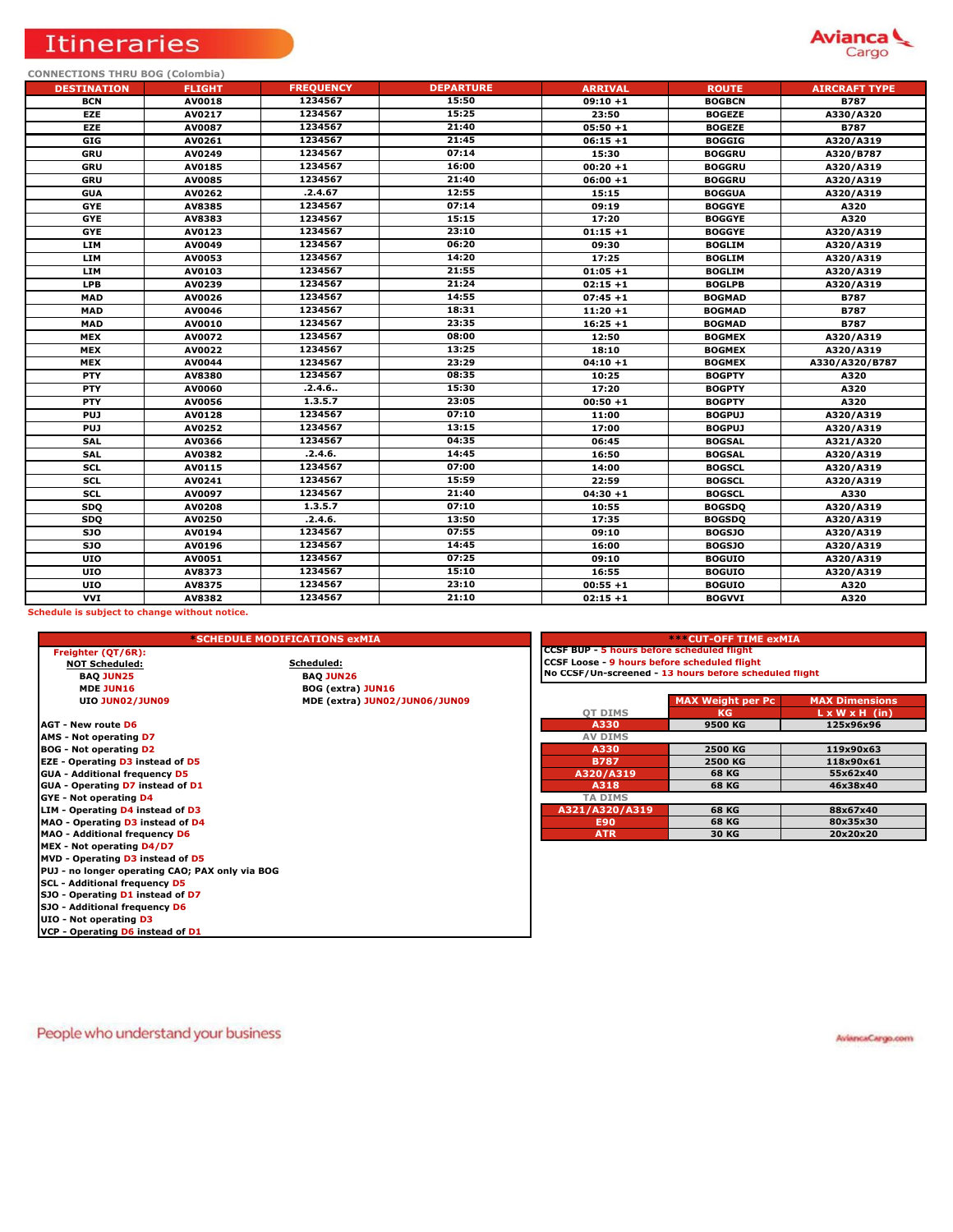# Itineraries

Avianca Cargo

CONNECTIONS THRU BOG (Colombia)

| DESTINATION | FLIGHT | FREQUENCY | DEPARTURE | ARRIVAL | ROUTE | AIRCRAFT TYPE |
|---|---|---|---|---|---|---|
| BCN | AV0018 | 1234567 | 15:50 | 09:10 +1 | BOGBCN | B787 |
| EZE | AV0217 | 1234567 | 15:25 | 23:50 | BOGEZE | A330/A320 |
| EZE | AV0087 | 1234567 | 21:40 | 05:50 +1 | BOGEZE | B787 |
| GIG | AV0261 | 1234567 | 21:45 | 06:15 +1 | BOGGIG | A320/A319 |
| GRU | AV0249 | 1234567 | 07:14 | 15:30 | BOGGRU | A320/B787 |
| GRU | AV0185 | 1234567 | 16:00 | 00:20 +1 | BOGGRU | A320/A319 |
| GRU | AV0085 | 1234567 | 21:40 | 06:00 +1 | BOGGRU | A320/A319 |
| GUA | AV0262 | .2.4.67 | 12:55 | 15:15 | BOGGUA | A320/A319 |
| GYE | AV8385 | 1234567 | 07:14 | 09:19 | BOGGYE | A320 |
| GYE | AV8383 | 1234567 | 15:15 | 17:20 | BOGGYE | A320 |
| GYE | AV0123 | 1234567 | 23:10 | 01:15 +1 | BOGGYE | A320/A319 |
| LIM | AV0049 | 1234567 | 06:20 | 09:30 | BOGLIM | A320/A319 |
| LIM | AV0053 | 1234567 | 14:20 | 17:25 | BOGLIM | A320/A319 |
| LIM | AV0103 | 1234567 | 21:55 | 01:05 +1 | BOGLIM | A320/A319 |
| LPB | AV0239 | 1234567 | 21:24 | 02:15 +1 | BOGLPB | A320/A319 |
| MAD | AV0026 | 1234567 | 14:55 | 07:45 +1 | BOGMAD | B787 |
| MAD | AV0046 | 1234567 | 18:31 | 11:20 +1 | BOGMAD | B787 |
| MAD | AV0010 | 1234567 | 23:35 | 16:25 +1 | BOGMAD | B787 |
| MEX | AV0072 | 1234567 | 08:00 | 12:50 | BOGMEX | A320/A319 |
| MEX | AV0022 | 1234567 | 13:25 | 18:10 | BOGMEX | A320/A319 |
| MEX | AV0044 | 1234567 | 23:29 | 04:10 +1 | BOGMEX | A330/A320/B787 |
| PTY | AV8380 | 1234567 | 08:35 | 10:25 | BOGPTY | A320 |
| PTY | AV0060 | .2.4.6.. | 15:30 | 17:20 | BOGPTY | A320 |
| PTY | AV0056 | 1.3.5.7 | 23:05 | 00:50 +1 | BOGPTY | A320 |
| PUJ | AV0128 | 1234567 | 07:10 | 11:00 | BOGPUJ | A320/A319 |
| PUJ | AV0252 | 1234567 | 13:15 | 17:00 | BOGPUJ | A320/A319 |
| SAL | AV0366 | 1234567 | 04:35 | 06:45 | BOGSAL | A321/A320 |
| SAL | AV0382 | .2.4.6. | 14:45 | 16:50 | BOGSAL | A320/A319 |
| SCL | AV0115 | 1234567 | 07:00 | 14:00 | BOGSCL | A320/A319 |
| SCL | AV0241 | 1234567 | 15:59 | 22:59 | BOGSCL | A320/A319 |
| SCL | AV0097 | 1234567 | 21:40 | 04:30 +1 | BOGSCL | A330 |
| SDQ | AV0208 | 1.3.5.7 | 07:10 | 10:55 | BOGSDQ | A320/A319 |
| SDQ | AV0250 | .2.4.6. | 13:50 | 17:35 | BOGSDQ | A320/A319 |
| SJO | AV0194 | 1234567 | 07:55 | 09:10 | BOGSJO | A320/A319 |
| SJO | AV0196 | 1234567 | 14:45 | 16:00 | BOGSJO | A320/A319 |
| UIO | AV0051 | 1234567 | 07:25 | 09:10 | BOGUIO | A320/A319 |
| UIO | AV8373 | 1234567 | 15:10 | 16:55 | BOGUIO | A320/A319 |
| UIO | AV8375 | 1234567 | 23:10 | 00:55 +1 | BOGUIO | A320 |
| VVI | AV8382 | 1234567 | 21:10 | 02:15 +1 | BOGVVI | A320 |

Schedule is subject to change without notice.

## *SCHEDULE MODIFICATIONS exMIA

**Freighter (QT/6R):**

**NOT Scheduled:**
- BAQ JUN25
- MDE JUN16
- UIO JUN02/JUN09

**Scheduled:**
- BAQ JUN26
- BOG (extra) JUN16
- MDE (extra) JUN02/JUN06/JUN09

- AGT - New route D6
- AMS - Not operating D7
- BOG - Not operating D2
- EZE - Operating D3 instead of D5
- GUA - Additional frequency D5
- GUA - Operating D7 instead of D1
- GYE - Not operating D4
- LIM - Operating D4 instead of D3
- MAO - Operating D3 instead of D4
- MAO - Additional frequency D6
- MEX - Not operating D4/D7
- MVD - Operating D3 instead of D5
- PUJ - no longer operating CAO; PAX only via BOG
- SCL - Additional frequency D5
- SJO - Operating D1 instead of D7
- SJO - Additional frequency D6
- UIO - Not operating D3
- VCP - Operating D6 instead of D1

## ***CUT-OFF TIME exMIA

- CCSF BUP - 5 hours before scheduled flight
- CCSF Loose - 9 hours before scheduled flight
- No CCSF/Un-screened - 13 hours before scheduled flight

| | MAX Weight per Pc KG | MAX Dimensions L x W x H (in) |
|---|---|---|
| **QT DIMS** | | |
| A330 | 9500 KG | 125x96x96 |
| **AV DIMS** | | |
| A330 | 2500 KG | 119x90x63 |
| B787 | 2500 KG | 118x90x61 |
| A320/A319 | 68 KG | 55x62x40 |
| A318 | 68 KG | 46x38x40 |
| **TA DIMS** | | |
| A321/A320/A319 | 68 KG | 88x67x40 |
| E90 | 68 KG | 80x35x30 |
| ATR | 30 KG | 20x20x20 |

People who understand your business

AviancaCargo.com